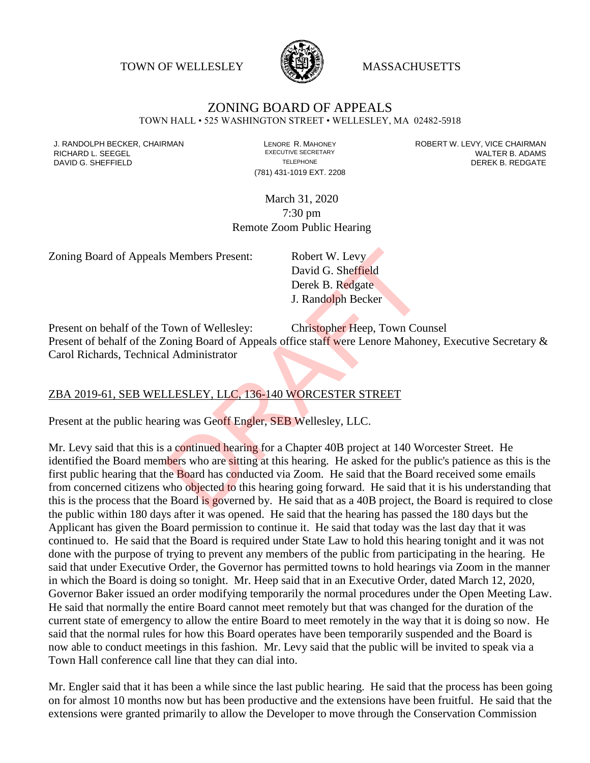TOWN OF WELLESLEY MASSACHUSETTS

# ZONING BOARD OF APPEALS

TOWN HALL • 525 WASHINGTON STREET • WELLESLEY, MA 02482-5918

J. RANDOLPH BECKER, CHAIRMAN
RICHARD L. SEEGEL
DAVID G. SHEFFIELD

LENORE R. MAHONEY
EXECUTIVE SECRETARY
TELEPHONE
(781) 431-1019 EXT. 2208

ROBERT W. LEVY, VICE CHAIRMAN
WALTER B. ADAMS
DEREK B. REDGATE

March 31, 2020
7:30 pm
Remote Zoom Public Hearing

Zoning Board of Appeals Members Present: Robert W. Levy
David G. Sheffield
Derek B. Redgate
J. Randolph Becker

Present on behalf of the Town of Wellesley: Christopher Heep, Town Counsel
Present of behalf of the Zoning Board of Appeals office staff were Lenore Mahoney, Executive Secretary & Carol Richards, Technical Administrator

ZBA 2019-61, SEB WELLESLEY, LLC, 136-140 WORCESTER STREET

Present at the public hearing was Geoff Engler, SEB Wellesley, LLC.

Mr. Levy said that this is a continued hearing for a Chapter 40B project at 140 Worcester Street. He identified the Board members who are sitting at this hearing. He asked for the public's patience as this is the first public hearing that the Board has conducted via Zoom. He said that the Board received some emails from concerned citizens who objected to this hearing going forward. He said that it is his understanding that this is the process that the Board is governed by. He said that as a 40B project, the Board is required to close the public within 180 days after it was opened. He said that the hearing has passed the 180 days but the Applicant has given the Board permission to continue it. He said that today was the last day that it was continued to. He said that the Board is required under State Law to hold this hearing tonight and it was not done with the purpose of trying to prevent any members of the public from participating in the hearing. He said that under Executive Order, the Governor has permitted towns to hold hearings via Zoom in the manner in which the Board is doing so tonight. Mr. Heep said that in an Executive Order, dated March 12, 2020, Governor Baker issued an order modifying temporarily the normal procedures under the Open Meeting Law. He said that normally the entire Board cannot meet remotely but that was changed for the duration of the current state of emergency to allow the entire Board to meet remotely in the way that it is doing so now. He said that the normal rules for how this Board operates have been temporarily suspended and the Board is now able to conduct meetings in this fashion. Mr. Levy said that the public will be invited to speak via a Town Hall conference call line that they can dial into.

Mr. Engler said that it has been a while since the last public hearing. He said that the process has been going on for almost 10 months now but has been productive and the extensions have been fruitful. He said that the extensions were granted primarily to allow the Developer to move through the Conservation Commission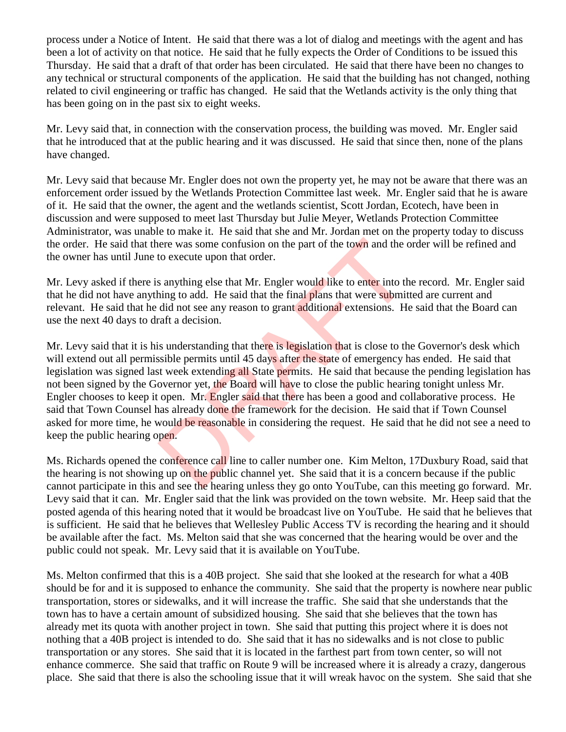process under a Notice of Intent. He said that there was a lot of dialog and meetings with the agent and has been a lot of activity on that notice. He said that he fully expects the Order of Conditions to be issued this Thursday. He said that a draft of that order has been circulated. He said that there have been no changes to any technical or structural components of the application. He said that the building has not changed, nothing related to civil engineering or traffic has changed. He said that the Wetlands activity is the only thing that has been going on in the past six to eight weeks.

Mr. Levy said that, in connection with the conservation process, the building was moved. Mr. Engler said that he introduced that at the public hearing and it was discussed. He said that since then, none of the plans have changed.

Mr. Levy said that because Mr. Engler does not own the property yet, he may not be aware that there was an enforcement order issued by the Wetlands Protection Committee last week. Mr. Engler said that he is aware of it. He said that the owner, the agent and the wetlands scientist, Scott Jordan, Ecotech, have been in discussion and were supposed to meet last Thursday but Julie Meyer, Wetlands Protection Committee Administrator, was unable to make it. He said that she and Mr. Jordan met on the property today to discuss the order. He said that there was some confusion on the part of the town and the order will be refined and the owner has until June to execute upon that order.

Mr. Levy asked if there is anything else that Mr. Engler would like to enter into the record. Mr. Engler said that he did not have anything to add. He said that the final plans that were submitted are current and relevant. He said that he did not see any reason to grant additional extensions. He said that the Board can use the next 40 days to draft a decision.

Mr. Levy said that it is his understanding that there is legislation that is close to the Governor's desk which will extend out all permissible permits until 45 days after the state of emergency has ended. He said that legislation was signed last week extending all State permits. He said that because the pending legislation has not been signed by the Governor yet, the Board will have to close the public hearing tonight unless Mr. Engler chooses to keep it open. Mr. Engler said that there has been a good and collaborative process. He said that Town Counsel has already done the framework for the decision. He said that if Town Counsel asked for more time, he would be reasonable in considering the request. He said that he did not see a need to keep the public hearing open.

Ms. Richards opened the conference call line to caller number one. Kim Melton, 17Duxbury Road, said that the hearing is not showing up on the public channel yet. She said that it is a concern because if the public cannot participate in this and see the hearing unless they go onto YouTube, can this meeting go forward. Mr. Levy said that it can. Mr. Engler said that the link was provided on the town website. Mr. Heep said that the posted agenda of this hearing noted that it would be broadcast live on YouTube. He said that he believes that is sufficient. He said that he believes that Wellesley Public Access TV is recording the hearing and it should be available after the fact. Ms. Melton said that she was concerned that the hearing would be over and the public could not speak. Mr. Levy said that it is available on YouTube.

Ms. Melton confirmed that this is a 40B project. She said that she looked at the research for what a 40B should be for and it is supposed to enhance the community. She said that the property is nowhere near public transportation, stores or sidewalks, and it will increase the traffic. She said that she understands that the town has to have a certain amount of subsidized housing. She said that she believes that the town has already met its quota with another project in town. She said that putting this project where it is does not nothing that a 40B project is intended to do. She said that it has no sidewalks and is not close to public transportation or any stores. She said that it is located in the farthest part from town center, so will not enhance commerce. She said that traffic on Route 9 will be increased where it is already a crazy, dangerous place. She said that there is also the schooling issue that it will wreak havoc on the system. She said that she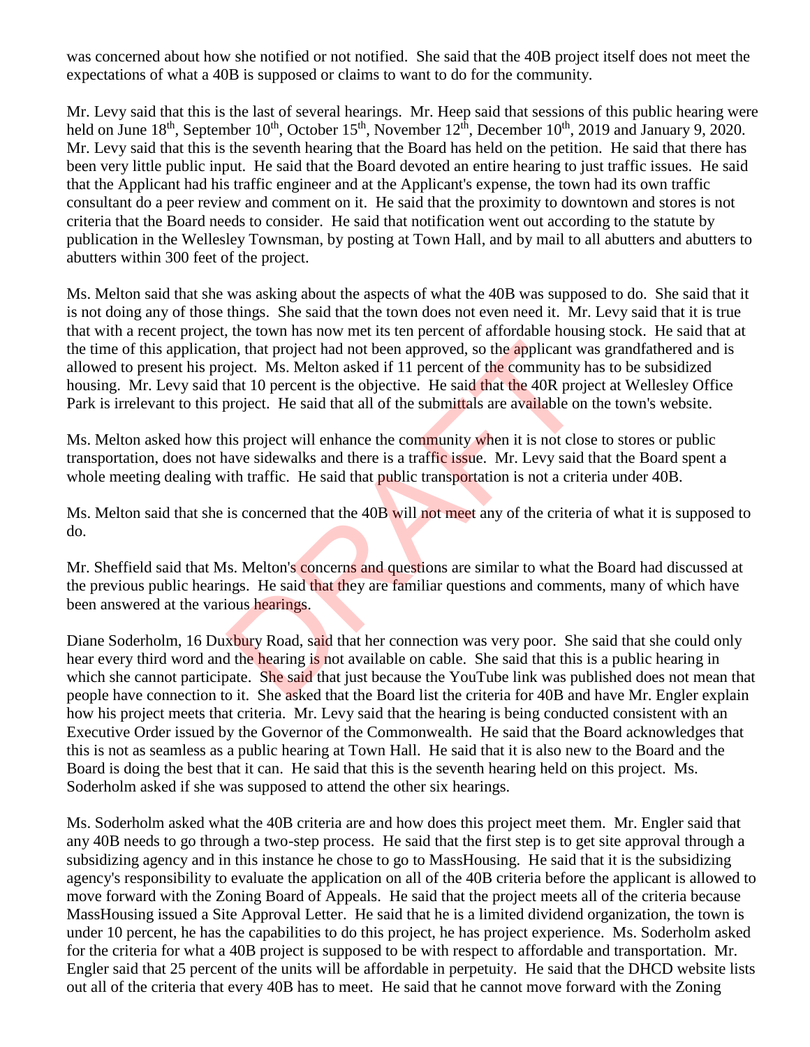was concerned about how she notified or not notified. She said that the 40B project itself does not meet the expectations of what a 40B is supposed or claims to want to do for the community.

Mr. Levy said that this is the last of several hearings. Mr. Heep said that sessions of this public hearing were held on June 18th, September 10th, October 15th, November 12th, December 10th, 2019 and January 9, 2020. Mr. Levy said that this is the seventh hearing that the Board has held on the petition. He said that there has been very little public input. He said that the Board devoted an entire hearing to just traffic issues. He said that the Applicant had his traffic engineer and at the Applicant's expense, the town had its own traffic consultant do a peer review and comment on it. He said that the proximity to downtown and stores is not criteria that the Board needs to consider. He said that notification went out according to the statute by publication in the Wellesley Townsman, by posting at Town Hall, and by mail to all abutters and abutters to abutters within 300 feet of the project.

Ms. Melton said that she was asking about the aspects of what the 40B was supposed to do. She said that it is not doing any of those things. She said that the town does not even need it. Mr. Levy said that it is true that with a recent project, the town has now met its ten percent of affordable housing stock. He said that at the time of this application, that project had not been approved, so the applicant was grandfathered and is allowed to present his project. Ms. Melton asked if 11 percent of the community has to be subsidized housing. Mr. Levy said that 10 percent is the objective. He said that the 40R project at Wellesley Office Park is irrelevant to this project. He said that all of the submittals are available on the town's website.

Ms. Melton asked how this project will enhance the community when it is not close to stores or public transportation, does not have sidewalks and there is a traffic issue. Mr. Levy said that the Board spent a whole meeting dealing with traffic. He said that public transportation is not a criteria under 40B.

Ms. Melton said that she is concerned that the 40B will not meet any of the criteria of what it is supposed to do.

Mr. Sheffield said that Ms. Melton's concerns and questions are similar to what the Board had discussed at the previous public hearings. He said that they are familiar questions and comments, many of which have been answered at the various hearings.

Diane Soderholm, 16 Duxbury Road, said that her connection was very poor. She said that she could only hear every third word and the hearing is not available on cable. She said that this is a public hearing in which she cannot participate. She said that just because the YouTube link was published does not mean that people have connection to it. She asked that the Board list the criteria for 40B and have Mr. Engler explain how his project meets that criteria. Mr. Levy said that the hearing is being conducted consistent with an Executive Order issued by the Governor of the Commonwealth. He said that the Board acknowledges that this is not as seamless as a public hearing at Town Hall. He said that it is also new to the Board and the Board is doing the best that it can. He said that this is the seventh hearing held on this project. Ms. Soderholm asked if she was supposed to attend the other six hearings.

Ms. Soderholm asked what the 40B criteria are and how does this project meet them. Mr. Engler said that any 40B needs to go through a two-step process. He said that the first step is to get site approval through a subsidizing agency and in this instance he chose to go to MassHousing. He said that it is the subsidizing agency's responsibility to evaluate the application on all of the 40B criteria before the applicant is allowed to move forward with the Zoning Board of Appeals. He said that the project meets all of the criteria because MassHousing issued a Site Approval Letter. He said that he is a limited dividend organization, the town is under 10 percent, he has the capabilities to do this project, he has project experience. Ms. Soderholm asked for the criteria for what a 40B project is supposed to be with respect to affordable and transportation. Mr. Engler said that 25 percent of the units will be affordable in perpetuity. He said that the DHCD website lists out all of the criteria that every 40B has to meet. He said that he cannot move forward with the Zoning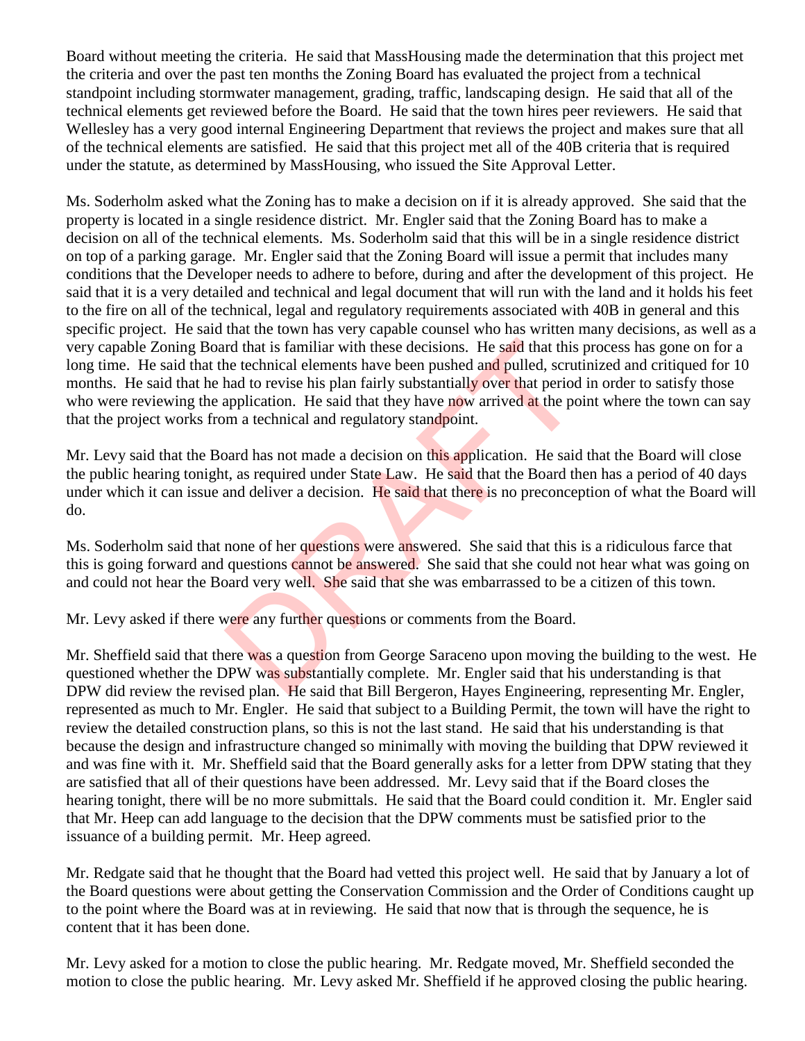Board without meeting the criteria. He said that MassHousing made the determination that this project met the criteria and over the past ten months the Zoning Board has evaluated the project from a technical standpoint including stormwater management, grading, traffic, landscaping design. He said that all of the technical elements get reviewed before the Board. He said that the town hires peer reviewers. He said that Wellesley has a very good internal Engineering Department that reviews the project and makes sure that all of the technical elements are satisfied. He said that this project met all of the 40B criteria that is required under the statute, as determined by MassHousing, who issued the Site Approval Letter.

Ms. Soderholm asked what the Zoning has to make a decision on if it is already approved. She said that the property is located in a single residence district. Mr. Engler said that the Zoning Board has to make a decision on all of the technical elements. Ms. Soderholm said that this will be in a single residence district on top of a parking garage. Mr. Engler said that the Zoning Board will issue a permit that includes many conditions that the Developer needs to adhere to before, during and after the development of this project. He said that it is a very detailed and technical and legal document that will run with the land and it holds his feet to the fire on all of the technical, legal and regulatory requirements associated with 40B in general and this specific project. He said that the town has very capable counsel who has written many decisions, as well as a very capable Zoning Board that is familiar with these decisions. He said that this process has gone on for a long time. He said that the technical elements have been pushed and pulled, scrutinized and critiqued for 10 months. He said that he had to revise his plan fairly substantially over that period in order to satisfy those who were reviewing the application. He said that they have now arrived at the point where the town can say that the project works from a technical and regulatory standpoint.

Mr. Levy said that the Board has not made a decision on this application. He said that the Board will close the public hearing tonight, as required under State Law. He said that the Board then has a period of 40 days under which it can issue and deliver a decision. He said that there is no preconception of what the Board will do.

Ms. Soderholm said that none of her questions were answered. She said that this is a ridiculous farce that this is going forward and questions cannot be answered. She said that she could not hear what was going on and could not hear the Board very well. She said that she was embarrassed to be a citizen of this town.

Mr. Levy asked if there were any further questions or comments from the Board.

Mr. Sheffield said that there was a question from George Saraceno upon moving the building to the west. He questioned whether the DPW was substantially complete. Mr. Engler said that his understanding is that DPW did review the revised plan. He said that Bill Bergeron, Hayes Engineering, representing Mr. Engler, represented as much to Mr. Engler. He said that subject to a Building Permit, the town will have the right to review the detailed construction plans, so this is not the last stand. He said that his understanding is that because the design and infrastructure changed so minimally with moving the building that DPW reviewed it and was fine with it. Mr. Sheffield said that the Board generally asks for a letter from DPW stating that they are satisfied that all of their questions have been addressed. Mr. Levy said that if the Board closes the hearing tonight, there will be no more submittals. He said that the Board could condition it. Mr. Engler said that Mr. Heep can add language to the decision that the DPW comments must be satisfied prior to the issuance of a building permit. Mr. Heep agreed.

Mr. Redgate said that he thought that the Board had vetted this project well. He said that by January a lot of the Board questions were about getting the Conservation Commission and the Order of Conditions caught up to the point where the Board was at in reviewing. He said that now that is through the sequence, he is content that it has been done.

Mr. Levy asked for a motion to close the public hearing. Mr. Redgate moved, Mr. Sheffield seconded the motion to close the public hearing. Mr. Levy asked Mr. Sheffield if he approved closing the public hearing.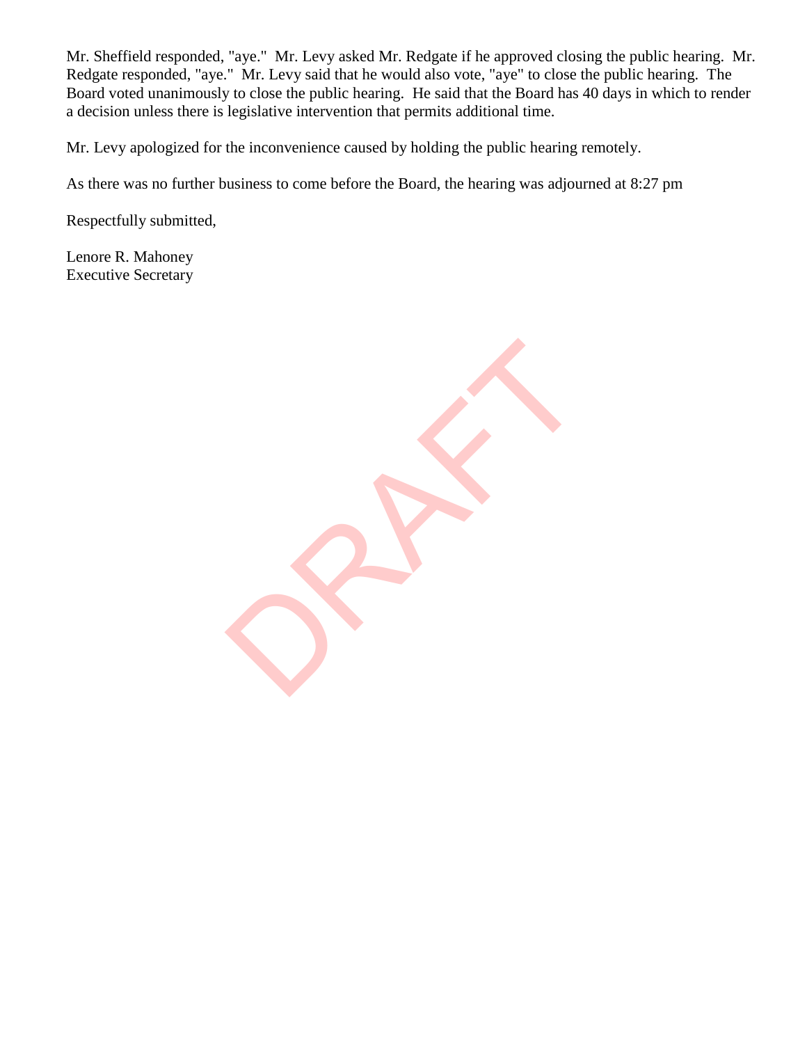Mr. Sheffield responded, "aye." Mr. Levy asked Mr. Redgate if he approved closing the public hearing. Mr. Redgate responded, "aye." Mr. Levy said that he would also vote, "aye" to close the public hearing. The Board voted unanimously to close the public hearing. He said that the Board has 40 days in which to render a decision unless there is legislative intervention that permits additional time.

Mr. Levy apologized for the inconvenience caused by holding the public hearing remotely.

As there was no further business to come before the Board, the hearing was adjourned at 8:27 pm

Respectfully submitted,

Lenore R. Mahoney
Executive Secretary

DRAFT